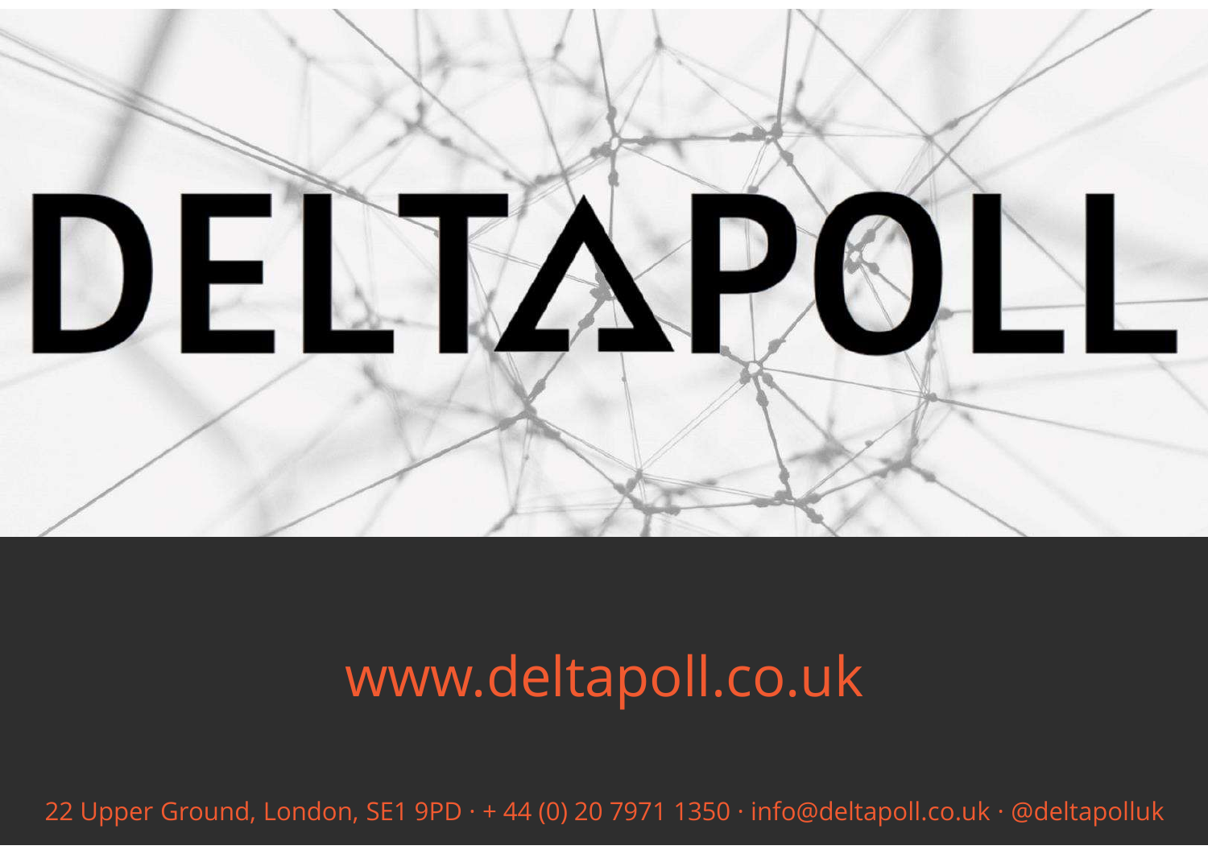# DELTAPOLL

www.deltapoll.co.uk

22 Upper Ground, London, SE1 9PD · + 44 (0) 20 7971 1350 · info@deltapoll.co.uk · @deltapolluk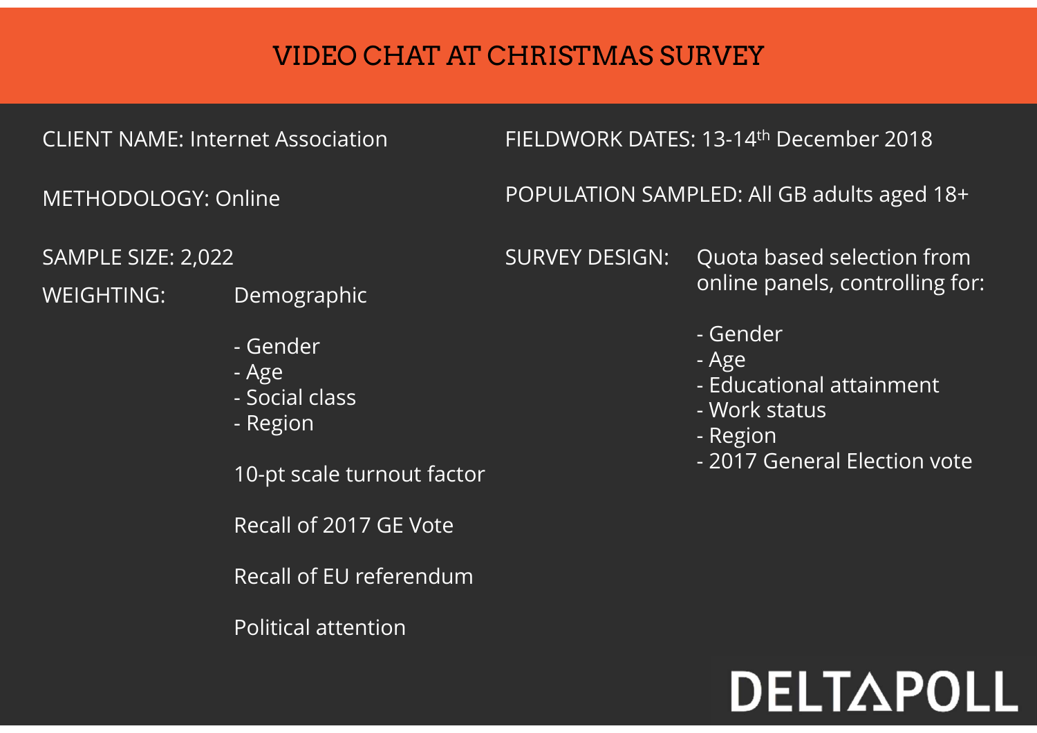# VIDEO CHAT AT CHRISTMAS SURVEY

CLIENT NAME: Internet Association

METHODOLOGY: Online

SAMPLE SIZE: 2,022

WEIGHTING: Demographic

- Gender
- Age
- Social class
- Region

10-pt scale turnout factor

Recall of 2017 GE Vote

Recall of EU referendum

Political attention

FIELDWORK DATES: 13-14th December 2018

POPULATION SAMPLED: All GB adults aged 18+

SURVEY DESIGN: Quota based selection from online panels, controlling for:

- Gender
- Age
- Educational attainment
- Work status
- Region
- 2017 General Election vote

DELTAPOLL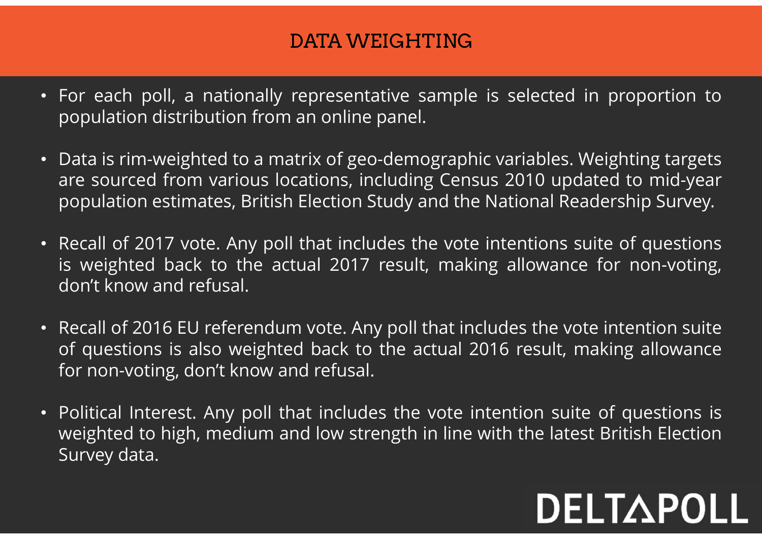# DATA WEIGHTING

- For each poll, a nationally representative sample is selected in proportion to population distribution from an online panel.

- Data is rim-weighted to a matrix of geo-demographic variables. Weighting targets are sourced from various locations, including Census 2010 updated to mid-year population estimates, British Election Study and the National Readership Survey.

- Recall of 2017 vote. Any poll that includes the vote intentions suite of questions is weighted back to the actual 2017 result, making allowance for non-voting, don't know and refusal.

- Recall of 2016 EU referendum vote. Any poll that includes the vote intention suite of questions is also weighted back to the actual 2016 result, making allowance for non-voting, don't know and refusal.

- Political Interest. Any poll that includes the vote intention suite of questions is weighted to high, medium and low strength in line with the latest British Election Survey data.

DELTAPOLL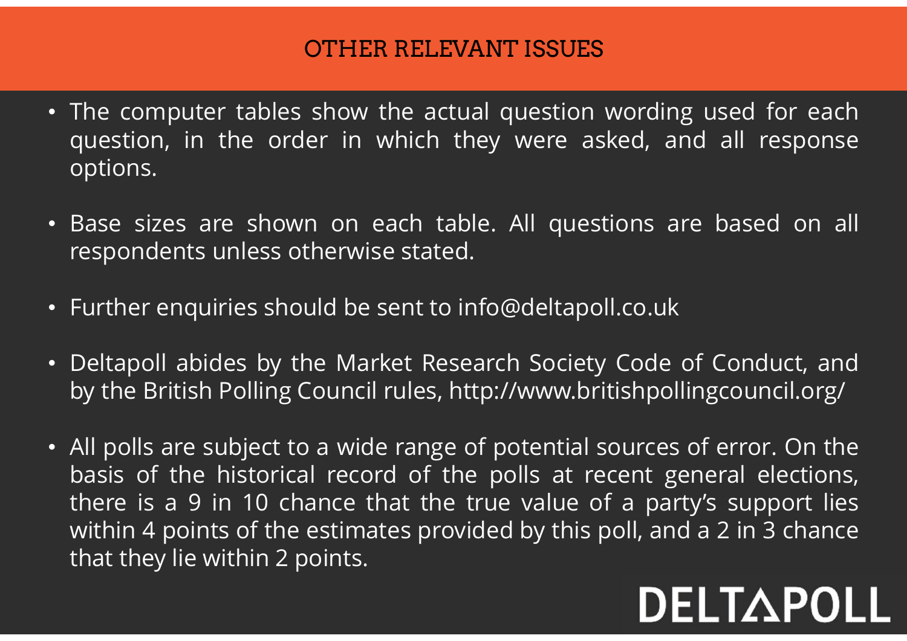# OTHER RELEVANT ISSUES

- The computer tables show the actual question wording used for each question, in the order in which they were asked, and all response options.
- Base sizes are shown on each table. All questions are based on all respondents unless otherwise stated.
- Further enquiries should be sent to info@deltapoll.co.uk
- Deltapoll abides by the Market Research Society Code of Conduct, and by the British Polling Council rules, http://www.britishpollingcouncil.org/
- All polls are subject to a wide range of potential sources of error. On the basis of the historical record of the polls at recent general elections, there is a 9 in 10 chance that the true value of a party's support lies within 4 points of the estimates provided by this poll, and a 2 in 3 chance that they lie within 2 points.

DELTAPOLL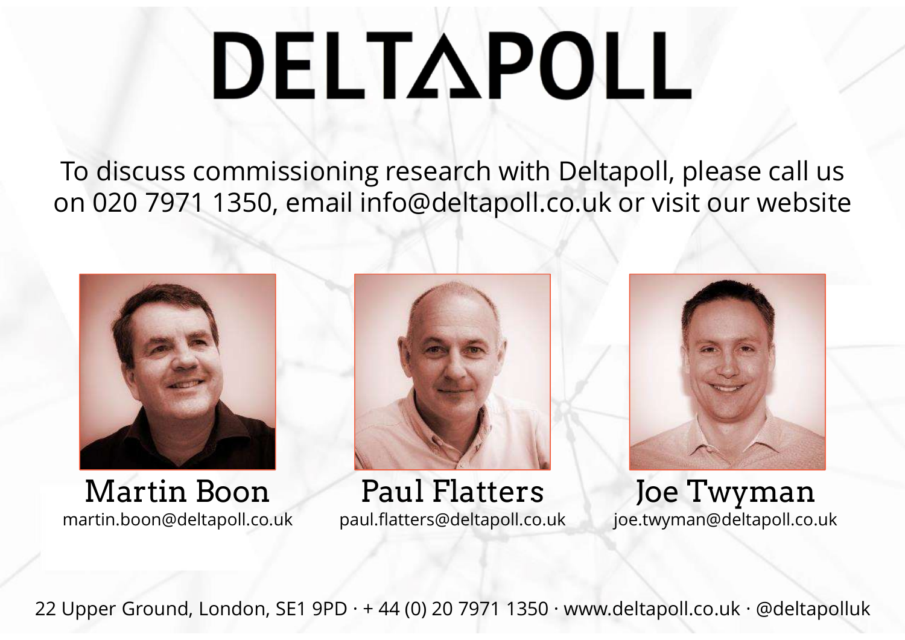# DELTAPOLL

To discuss commissioning research with Deltapoll, please call us on 020 7971 1350, email info@deltapoll.co.uk or visit our website

**Martin Boon**
martin.boon@deltapoll.co.uk

**Paul Flatters**
paul.flatters@deltapoll.co.uk

**Joe Twyman**
joe.twyman@deltapoll.co.uk

22 Upper Ground, London, SE1 9PD · + 44 (0) 20 7971 1350 · www.deltapoll.co.uk · @deltapolluk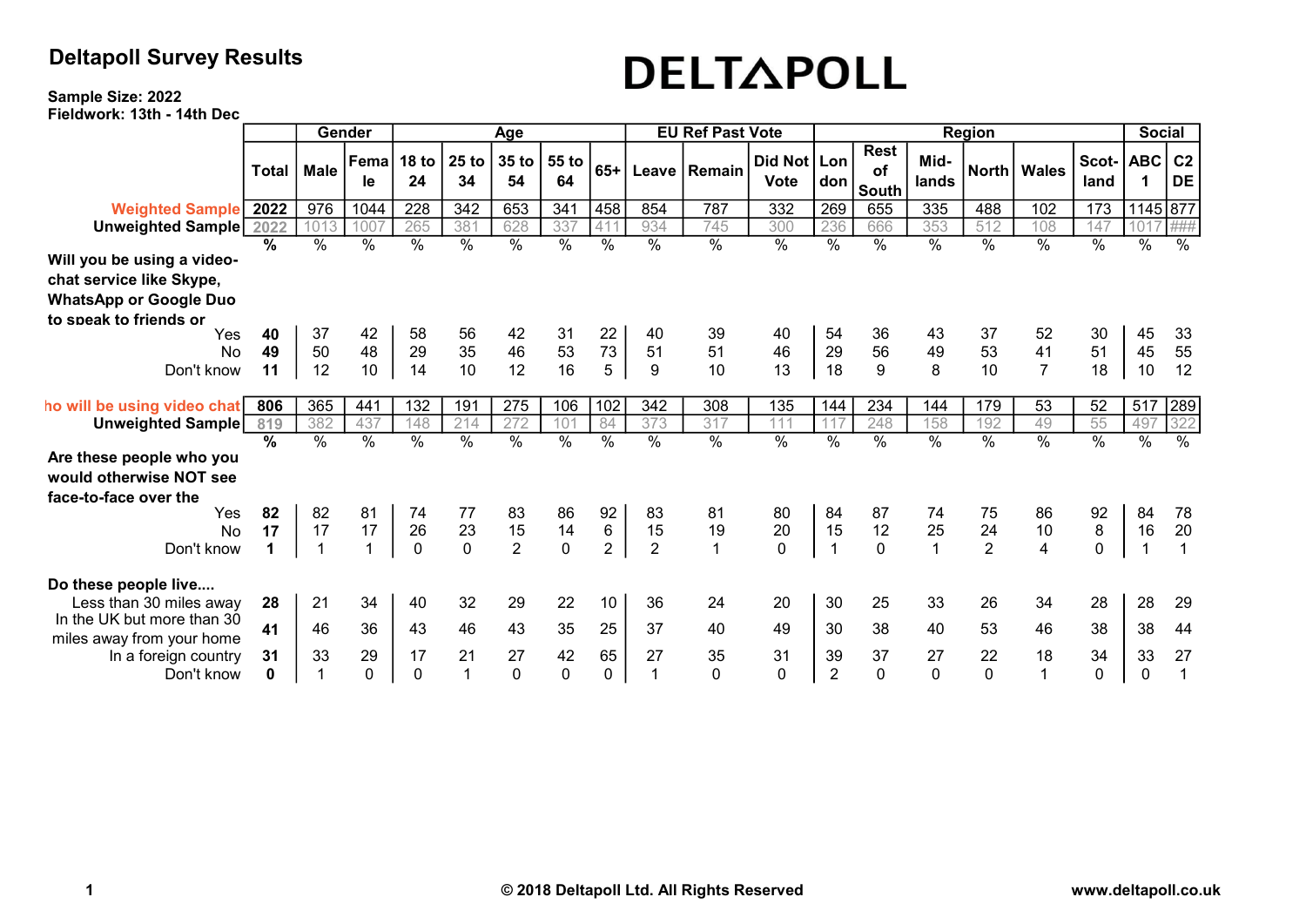**Deltapoll Survey Results**

**Sample Size: 2022**
**Fieldwork: 13th - 14th Dec**

DELTAPOLL

| | Total | Gender | | Age | | | | | EU Ref Past Vote | | | Region | | | | | | Social | |
|---|---|---|---|---|---|---|---|---|---|---|---|---|---|---|---|---|---|---|---|
| | | Male | Female | 18 to 24 | 25 to 34 | 35 to 54 | 55 to 64 | 65+ | Leave | Remain | Did Not Vote | London | Rest of South | Mid-lands | North | Wales | Scot-land | ABC1 | C2DE |
| Weighted Sample | 2022 | 976 | 1044 | 228 | 342 | 653 | 341 | 458 | 854 | 787 | 332 | 269 | 655 | 335 | 488 | 102 | 173 | 1145 | 877 |
| Unweighted Sample | 2022 | 1013 | 1007 | 265 | 381 | 628 | 337 | 411 | 934 | 745 | 300 | 236 | 666 | 353 | 512 | 108 | 147 | 1017 | ### |
| | % | % | % | % | % | % | % | % | % | % | % | % | % | % | % | % | % | % | % |
| **Will you be using a video-chat service like Skype, WhatsApp or Google Duo to speak to friends or** | | | | | | | | | | | | | | | | | | | |
| Yes | **40** | 37 | 42 | 58 | 56 | 42 | 31 | 22 | 40 | 39 | 40 | 54 | 36 | 43 | 37 | 52 | 30 | 45 | 33 |
| No | **49** | 50 | 48 | 29 | 35 | 46 | 53 | 73 | 51 | 51 | 46 | 29 | 56 | 49 | 53 | 41 | 51 | 45 | 55 |
| Don't know | **11** | 12 | 10 | 14 | 10 | 12 | 16 | 5 | 9 | 10 | 13 | 18 | 9 | 8 | 10 | 7 | 18 | 10 | 12 |
| ho will be using video chat | 806 | 365 | 441 | 132 | 191 | 275 | 106 | 102 | 342 | 308 | 135 | 144 | 234 | 144 | 179 | 53 | 52 | 517 | 289 |
| Unweighted Sample | 819 | 382 | 437 | 148 | 214 | 272 | 101 | 84 | 373 | 317 | 111 | 117 | 248 | 158 | 192 | 49 | 55 | 497 | 322 |
| | % | % | % | % | % | % | % | % | % | % | % | % | % | % | % | % | % | % | % |
| **Are these people who you would otherwise NOT see face-to-face over the** | | | | | | | | | | | | | | | | | | | |
| Yes | **82** | 82 | 81 | 74 | 77 | 83 | 86 | 92 | 83 | 81 | 80 | 84 | 87 | 74 | 75 | 86 | 92 | 84 | 78 |
| No | **17** | 17 | 17 | 26 | 23 | 15 | 14 | 6 | 15 | 19 | 20 | 15 | 12 | 25 | 24 | 10 | 8 | 16 | 20 |
| Don't know | **1** | 1 | 1 | 0 | 0 | 2 | 0 | 2 | 2 | 1 | 0 | 1 | 0 | 1 | 2 | 4 | 0 | 1 | 1 |
| **Do these people live....** | | | | | | | | | | | | | | | | | | | |
| Less than 30 miles away | **28** | 21 | 34 | 40 | 32 | 29 | 22 | 10 | 36 | 24 | 20 | 30 | 25 | 33 | 26 | 34 | 28 | 28 | 29 |
| In the UK but more than 30 miles away from your home | **41** | 46 | 36 | 43 | 46 | 43 | 35 | 25 | 37 | 40 | 49 | 30 | 38 | 40 | 53 | 46 | 38 | 38 | 44 |
| In a foreign country | **31** | 33 | 29 | 17 | 21 | 27 | 42 | 65 | 27 | 35 | 31 | 39 | 37 | 27 | 22 | 18 | 34 | 33 | 27 |
| Don't know | **0** | 1 | 0 | 0 | 1 | 0 | 0 | 0 | 1 | 0 | 0 | 2 | 0 | 0 | 0 | 1 | 0 | 0 | 1 |

© 2018 Deltapoll Ltd. All Rights Reserved

www.deltapoll.co.uk